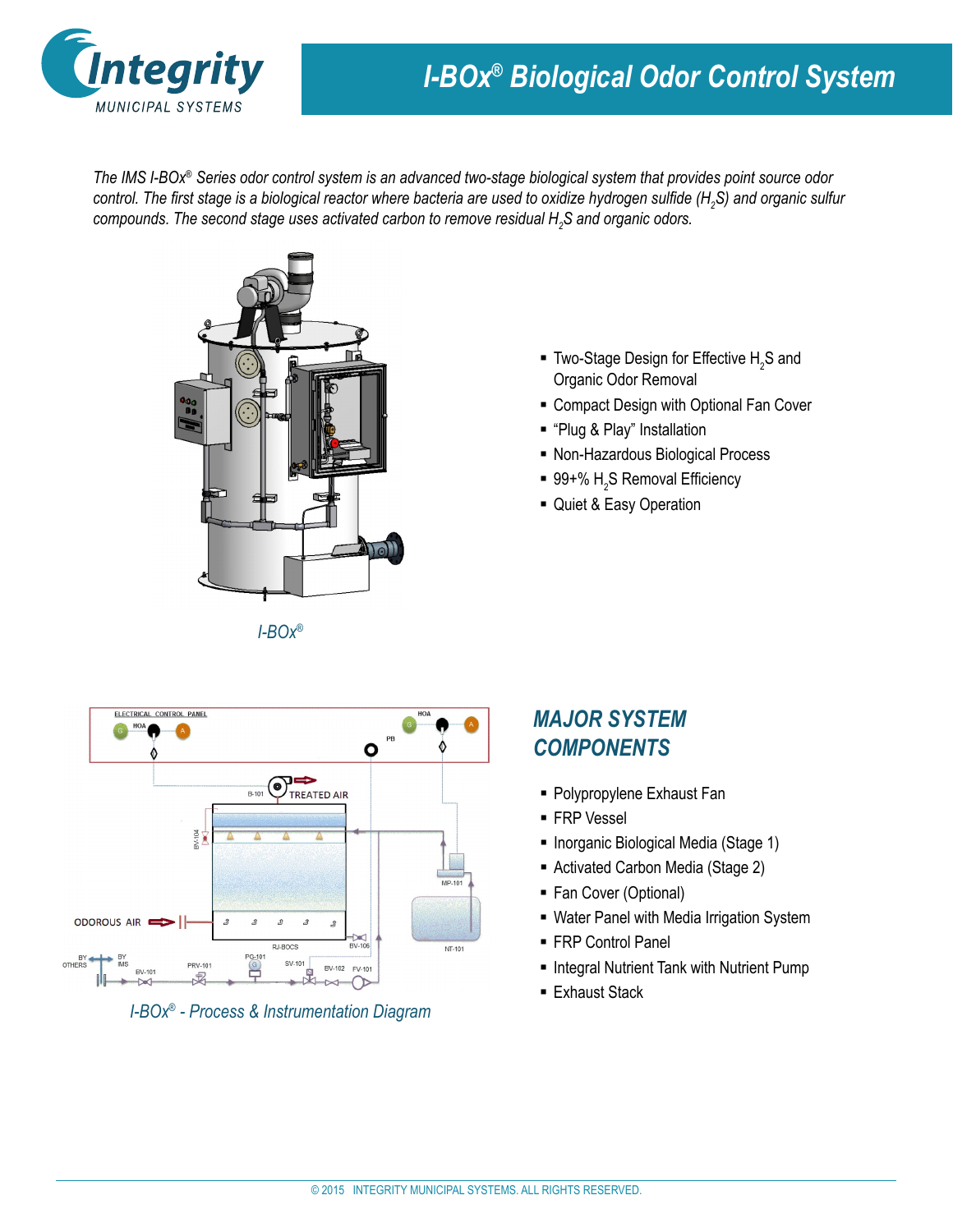# I-BOx® Biological Odor Control System

*The IMS I-BOx® Series odor control system is an advanced two-stage biological system that provides point source odor control. The first stage is a biological reactor where bacteria are used to oxidize hydrogen sulfide ($H_2S$) and organic sulfur compounds. The second stage uses activated carbon to remove residual $H_2S$ and organic odors.*

*I-BOx®*

- Two-Stage Design for Effective $H_2S$ and Organic Odor Removal
- Compact Design with Optional Fan Cover
- "Plug & Play" Installation
- Non-Hazardous Biological Process
- 99+% $H_2S$ Removal Efficiency
- Quiet & Easy Operation

*I-BOx® - Process & Instrumentation Diagram*

## MAJOR SYSTEM COMPONENTS

- Polypropylene Exhaust Fan
- FRP Vessel
- Inorganic Biological Media (Stage 1)
- Activated Carbon Media (Stage 2)
- Fan Cover (Optional)
- Water Panel with Media Irrigation System
- FRP Control Panel
- Integral Nutrient Tank with Nutrient Pump
- Exhaust Stack

© 2015 INTEGRITY MUNICIPAL SYSTEMS. ALL RIGHTS RESERVED.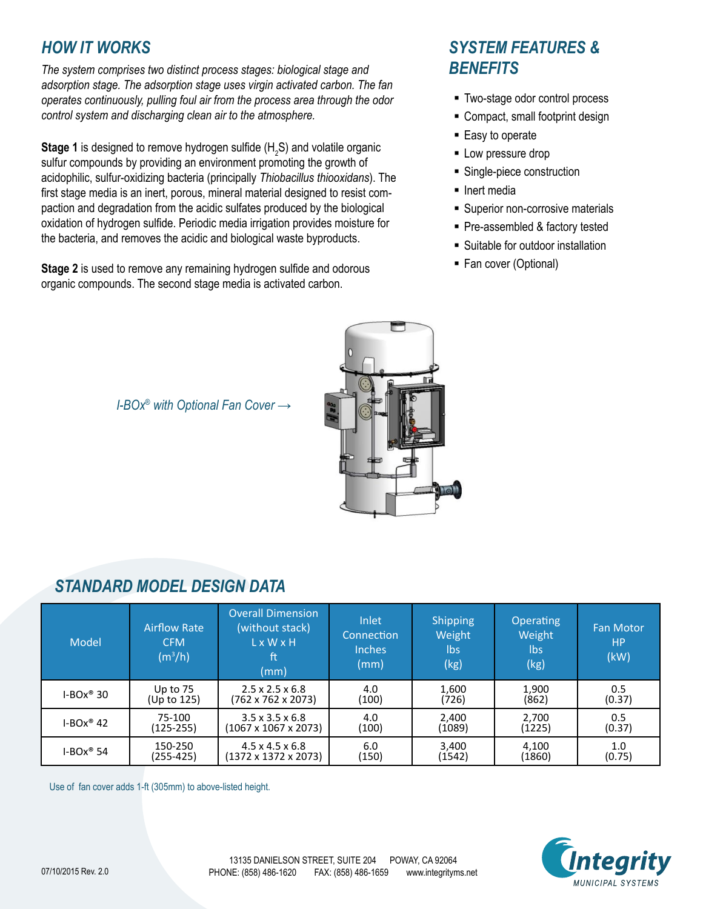## *HOW IT WORKS*

*The system comprises two distinct process stages: biological stage and adsorption stage. The adsorption stage uses virgin activated carbon. The fan operates continuously, pulling foul air from the process area through the odor control system and discharging clean air to the atmosphere.*

**Stage 1** is designed to remove hydrogen sulfide ($H_2S$) and volatile organic sulfur compounds by providing an environment promoting the growth of acidophilic, sulfur-oxidizing bacteria (principally *Thiobacillus thiooxidans*). The first stage media is an inert, porous, mineral material designed to resist compaction and degradation from the acidic sulfates produced by the biological oxidation of hydrogen sulfide. Periodic media irrigation provides moisture for the bacteria, and removes the acidic and biological waste byproducts.

**Stage 2** is used to remove any remaining hydrogen sulfide and odorous organic compounds. The second stage media is activated carbon.

## *SYSTEM FEATURES & BENEFITS*

- Two-stage odor control process
- Compact, small footprint design
- Easy to operate
- Low pressure drop
- Single-piece construction
- Inert media
- Superior non-corrosive materials
- Pre-assembled & factory tested
- Suitable for outdoor installation
- Fan cover (Optional)

*I-BOx® with Optional Fan Cover →*

## *STANDARD MODEL DESIGN DATA*

| Model | Airflow Rate CFM ($m^3$/h) | Overall Dimension (without stack) L x W x H ft (mm) | Inlet Connection Inches (mm) | Shipping Weight lbs (kg) | Operating Weight lbs (kg) | Fan Motor HP (kW) |
|---|---|---|---|---|---|---|
| I-BOx® 30 | Up to 75 (Up to 125) | 2.5 x 2.5 x 6.8 (762 x 762 x 2073) | 4.0 (100) | 1,600 (726) | 1,900 (862) | 0.5 (0.37) |
| I-BOx® 42 | 75-100 (125-255) | 3.5 x 3.5 x 6.8 (1067 x 1067 x 2073) | 4.0 (100) | 2,400 (1089) | 2,700 (1225) | 0.5 (0.37) |
| I-BOx® 54 | 150-250 (255-425) | 4.5 x 4.5 x 6.8 (1372 x 1372 x 2073) | 6.0 (150) | 3,400 (1542) | 4,100 (1860) | 1.0 (0.75) |

Use of fan cover adds 1-ft (305mm) to above-listed height.

07/10/2015 Rev. 2.0

13135 DANIELSON STREET, SUITE 204 POWAY, CA 92064
PHONE: (858) 486-1620 FAX: (858) 486-1659 www.integrityms.net

Integrity MUNICIPAL SYSTEMS